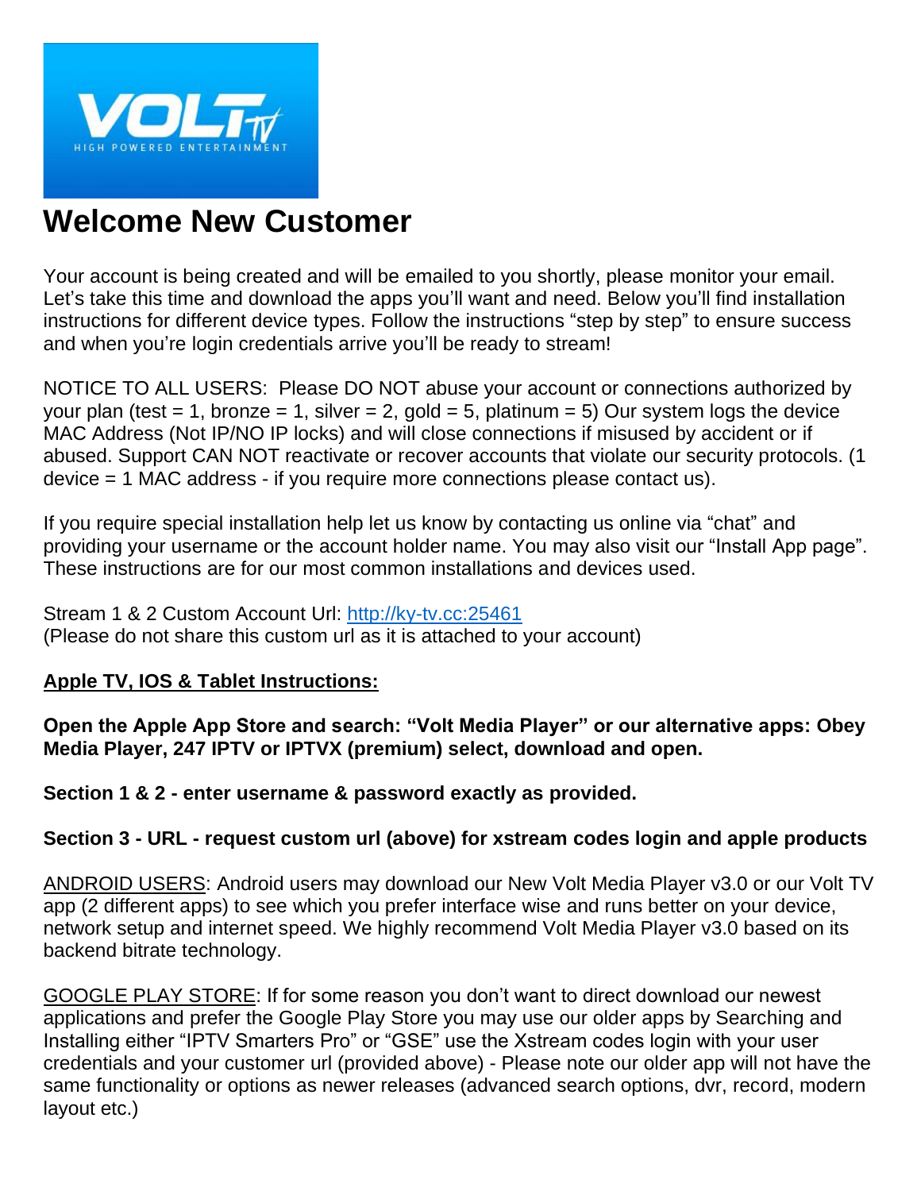# Welcome New Customer

Your account is being created and will be emailed to you shortly, please monitor your email. Let's take this time and download the apps you'll want and need. Below you'll find installation instructions for different device types. Follow the instructions "step by step" to ensure success and when you're login credentials arrive you'll be ready to stream!

NOTICE TO ALL USERS: Please DO NOT abuse your account or connections authorized by your plan (test = 1, bronze = 1, silver = 2, gold = 5, platinum = 5) Our system logs the device MAC Address (Not IP/NO IP locks) and will close connections if misused by accident or if abused. Support CAN NOT reactivate or recover accounts that violate our security protocols. (1 device = 1 MAC address - if you require more connections please contact us).

If you require special installation help let us know by contacting us online via "chat" and providing your username or the account holder name. You may also visit our "Install App page". These instructions are for our most common installations and devices used.

Stream 1 & 2 Custom Account Url: [http://ky-tv.cc:25461](http://ky-tv.cc:25461)
(Please do not share this custom url as it is attached to your account)

<u>**Apple TV, IOS & Tablet Instructions:**</u>

**Open the Apple App Store and search: "Volt Media Player" or our alternative apps: Obey Media Player, 247 IPTV or IPTVX (premium) select, download and open.**

**Section 1 & 2 - enter username & password exactly as provided.**

**Section 3 - URL - request custom url (above) for xstream codes login and apple products**

<u>ANDROID USERS</u>: Android users may download our New Volt Media Player v3.0 or our Volt TV app (2 different apps) to see which you prefer interface wise and runs better on your device, network setup and internet speed. We highly recommend Volt Media Player v3.0 based on its backend bitrate technology.

<u>GOOGLE PLAY STORE</u>: If for some reason you don't want to direct download our newest applications and prefer the Google Play Store you may use our older apps by Searching and Installing either "IPTV Smarters Pro" or "GSE" use the Xstream codes login with your user credentials and your customer url (provided above) - Please note our older app will not have the same functionality or options as newer releases (advanced search options, dvr, record, modern layout etc.)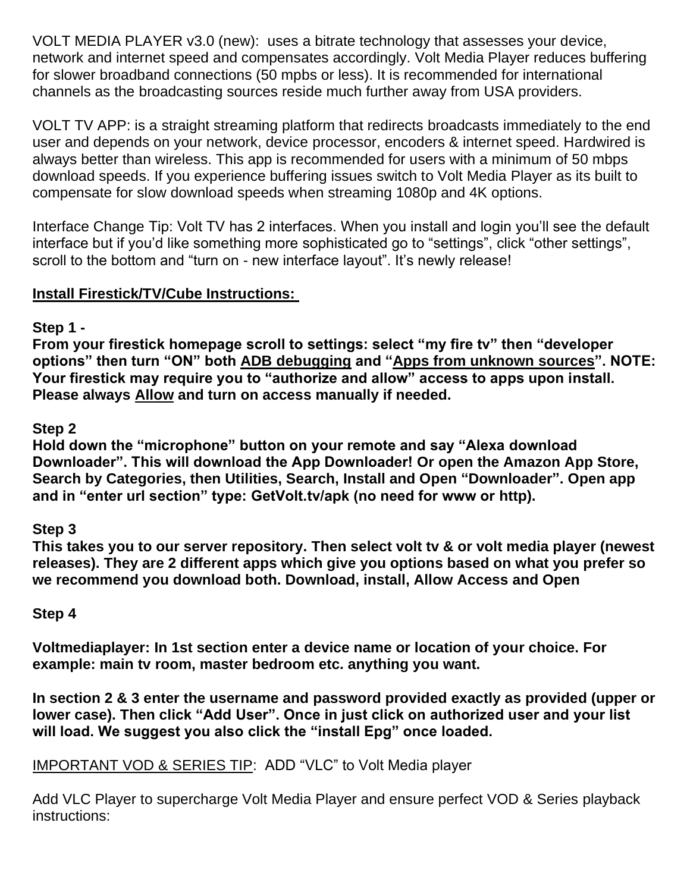VOLT MEDIA PLAYER v3.0 (new): uses a bitrate technology that assesses your device, network and internet speed and compensates accordingly. Volt Media Player reduces buffering for slower broadband connections (50 mpbs or less). It is recommended for international channels as the broadcasting sources reside much further away from USA providers.

VOLT TV APP: is a straight streaming platform that redirects broadcasts immediately to the end user and depends on your network, device processor, encoders & internet speed. Hardwired is always better than wireless. This app is recommended for users with a minimum of 50 mbps download speeds. If you experience buffering issues switch to Volt Media Player as its built to compensate for slow download speeds when streaming 1080p and 4K options.

Interface Change Tip: Volt TV has 2 interfaces. When you install and login you'll see the default interface but if you'd like something more sophisticated go to "settings", click "other settings", scroll to the bottom and "turn on - new interface layout". It's newly release!

**Install Firestick/TV/Cube Instructions:**

**Step 1 -**

**From your firestick homepage scroll to settings: select "my fire tv" then "developer options" then turn "ON" both ADB debugging and "Apps from unknown sources". NOTE: Your firestick may require you to "authorize and allow" access to apps upon install. Please always Allow and turn on access manually if needed.**

**Step 2**

**Hold down the "microphone" button on your remote and say "Alexa download Downloader". This will download the App Downloader! Or open the Amazon App Store, Search by Categories, then Utilities, Search, Install and Open "Downloader". Open app and in "enter url section" type: GetVolt.tv/apk (no need for www or http).**

**Step 3**

**This takes you to our server repository. Then select volt tv & or volt media player (newest releases). They are 2 different apps which give you options based on what you prefer so we recommend you download both. Download, install, Allow Access and Open**

**Step 4**

**Voltmediaplayer: In 1st section enter a device name or location of your choice. For example: main tv room, master bedroom etc. anything you want.**

**In section 2 & 3 enter the username and password provided exactly as provided (upper or lower case). Then click "Add User". Once in just click on authorized user and your list will load. We suggest you also click the "install Epg" once loaded.**

IMPORTANT VOD & SERIES TIP: ADD "VLC" to Volt Media player

Add VLC Player to supercharge Volt Media Player and ensure perfect VOD & Series playback instructions: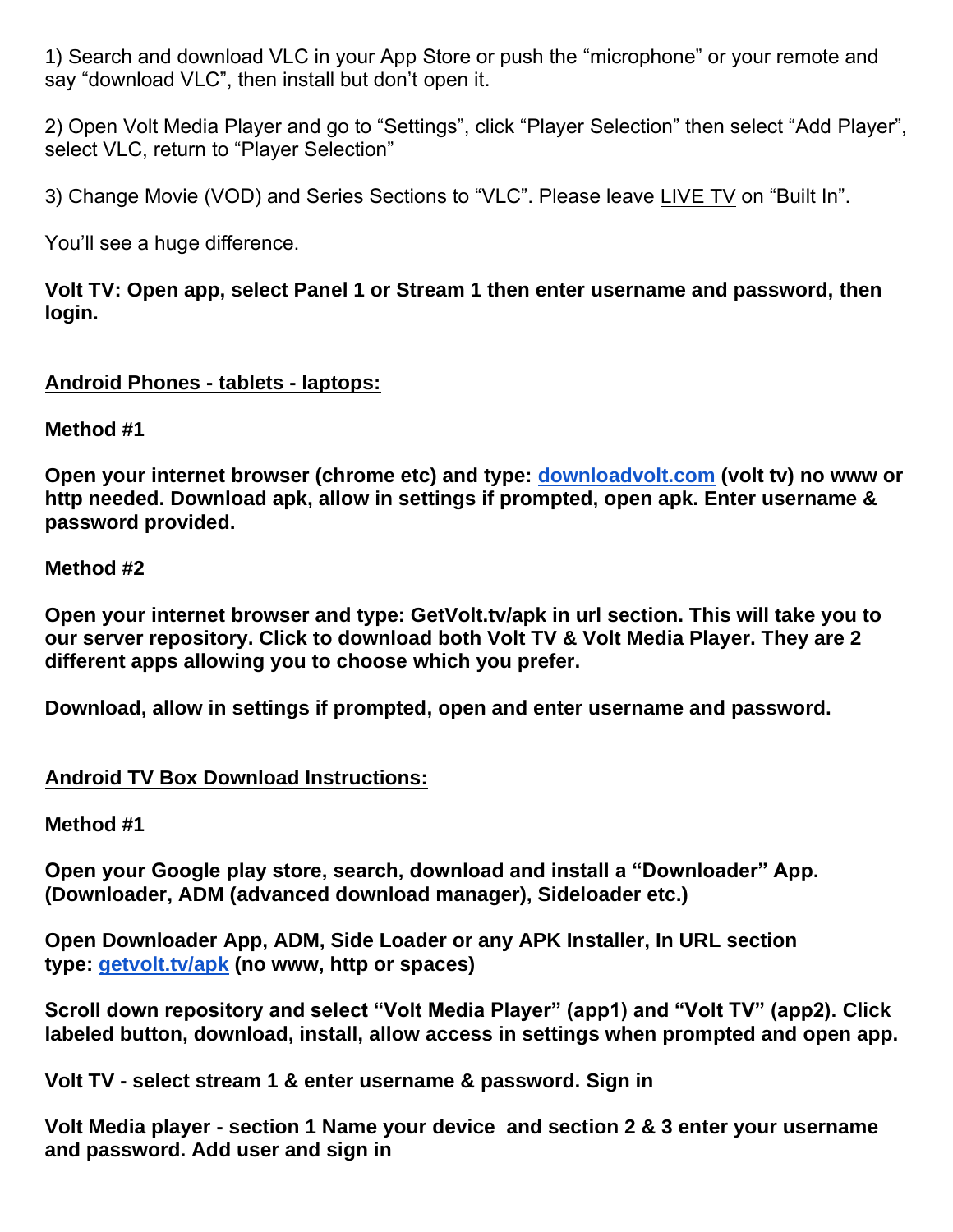1) Search and download VLC in your App Store or push the “microphone” or your remote and say “download VLC”, then install but don’t open it.

2) Open Volt Media Player and go to “Settings”, click “Player Selection” then select “Add Player”, select VLC, return to “Player Selection”

3) Change Movie (VOD) and Series Sections to “VLC”. Please leave LIVE TV on “Built In”.

You’ll see a huge difference.

**Volt TV: Open app, select Panel 1 or Stream 1 then enter username and password, then login.**

## Android Phones - tablets - laptops:

**Method #1**

**Open your internet browser (chrome etc) and type: downloadvolt.com (volt tv) no www or http needed. Download apk, allow in settings if prompted, open apk. Enter username & password provided.**

**Method #2**

**Open your internet browser and type: GetVolt.tv/apk in url section. This will take you to our server repository. Click to download both Volt TV & Volt Media Player. They are 2 different apps allowing you to choose which you prefer.**

**Download, allow in settings if prompted, open and enter username and password.**

## Android TV Box Download Instructions:

**Method #1**

**Open your Google play store, search, download and install a “Downloader” App. (Downloader, ADM (advanced download manager), Sideloader etc.)**

**Open Downloader App, ADM, Side Loader or any APK Installer, In URL section type: getvolt.tv/apk (no www, http or spaces)**

**Scroll down repository and select “Volt Media Player” (app1) and “Volt TV” (app2). Click labeled button, download, install, allow access in settings when prompted and open app.**

**Volt TV - select stream 1 & enter username & password. Sign in**

**Volt Media player - section 1 Name your device and section 2 & 3 enter your username and password. Add user and sign in**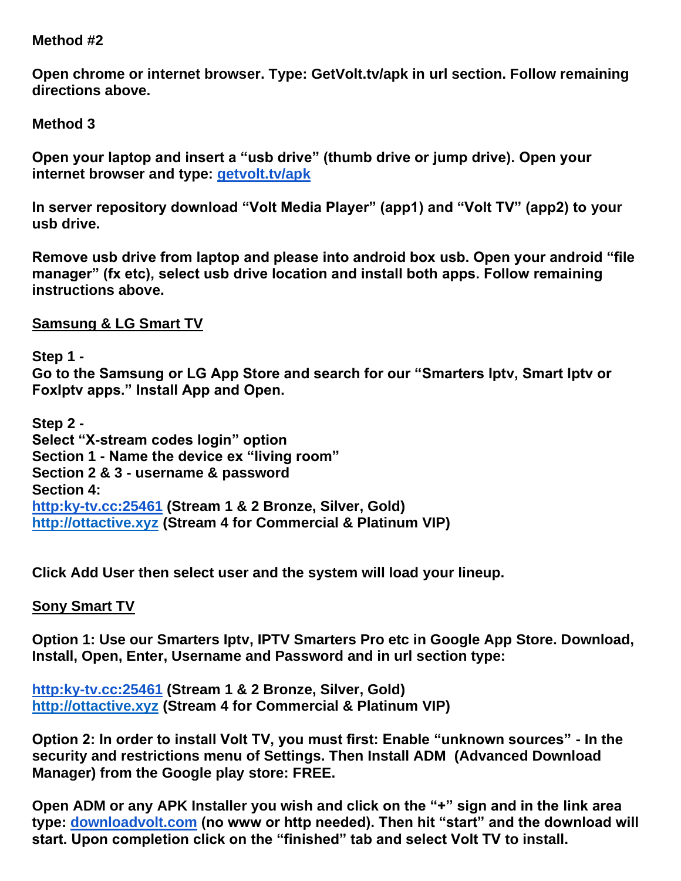**Method #2**

**Open chrome or internet browser. Type: GetVolt.tv/apk in url section. Follow remaining directions above.**

**Method 3**

**Open your laptop and insert a "usb drive" (thumb drive or jump drive). Open your internet browser and type: [getvolt.tv/apk](getvolt.tv/apk)**

**In server repository download "Volt Media Player" (app1) and "Volt TV" (app2) to your usb drive.**

**Remove usb drive from laptop and please into android box usb. Open your android "file manager" (fx etc), select usb drive location and install both apps. Follow remaining instructions above.**

**<u>Samsung & LG Smart TV</u>**

**Step 1 -**
**Go to the Samsung or LG App Store and search for our "Smarters Iptv, Smart Iptv or FoxIptv apps." Install App and Open.**

**Step 2 -**
**Select "X-stream codes login" option**
**Section 1 - Name the device ex "living room"**
**Section 2 & 3 - username & password**
**Section 4:**
**[http:ky-tv.cc:25461](http:ky-tv.cc:25461) (Stream 1 & 2 Bronze, Silver, Gold)**
**[http://ottactive.xyz](http://ottactive.xyz) (Stream 4 for Commercial & Platinum VIP)**

**Click Add User then select user and the system will load your lineup.**

**<u>Sony Smart TV</u>**

**Option 1: Use our Smarters Iptv, IPTV Smarters Pro etc in Google App Store. Download, Install, Open, Enter, Username and Password and in url section type:**

**[http:ky-tv.cc:25461](http:ky-tv.cc:25461) (Stream 1 & 2 Bronze, Silver, Gold)**
**[http://ottactive.xyz](http://ottactive.xyz) (Stream 4 for Commercial & Platinum VIP)**

**Option 2: In order to install Volt TV, you must first: Enable "unknown sources" - In the security and restrictions menu of Settings. Then Install ADM (Advanced Download Manager) from the Google play store: FREE.**

**Open ADM or any APK Installer you wish and click on the "+" sign and in the link area type: [downloadvolt.com](downloadvolt.com) (no www or http needed). Then hit "start" and the download will start. Upon completion click on the "finished" tab and select Volt TV to install.**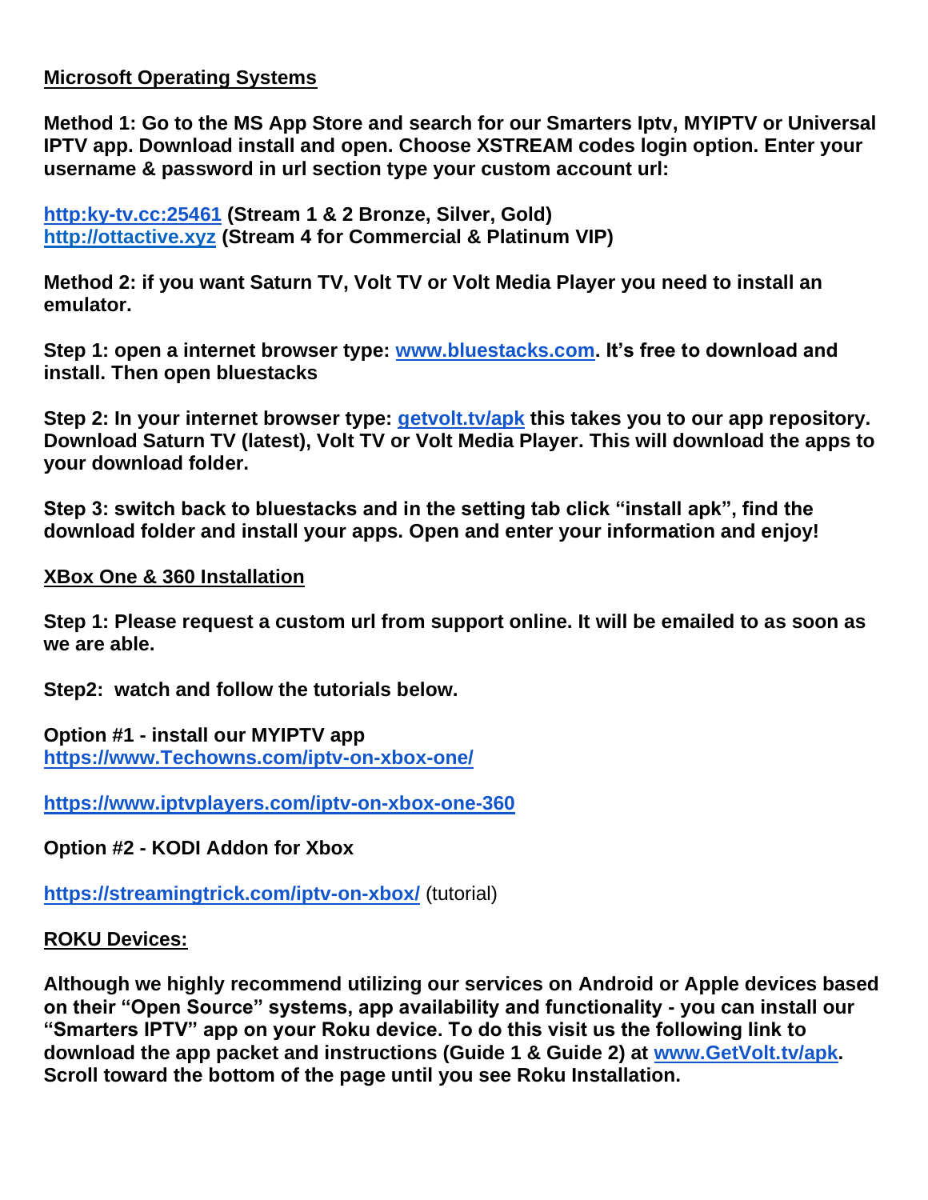**Microsoft Operating Systems**

**Method 1: Go to the MS App Store and search for our Smarters Iptv, MYIPTV or Universal IPTV app. Download install and open. Choose XSTREAM codes login option. Enter your username & password in url section type your custom account url:**

**http:ky-tv.cc:25461 (Stream 1 & 2 Bronze, Silver, Gold)**
**http://ottactive.xyz (Stream 4 for Commercial & Platinum VIP)**

**Method 2: if you want Saturn TV, Volt TV or Volt Media Player you need to install an emulator.**

**Step 1: open a internet browser type: www.bluestacks.com. It's free to download and install. Then open bluestacks**

**Step 2: In your internet browser type: getvolt.tv/apk this takes you to our app repository. Download Saturn TV (latest), Volt TV or Volt Media Player. This will download the apps to your download folder.**

**Step 3: switch back to bluestacks and in the setting tab click "install apk", find the download folder and install your apps. Open and enter your information and enjoy!**

**XBox One & 360 Installation**

**Step 1: Please request a custom url from support online. It will be emailed to as soon as we are able.**

**Step2: watch and follow the tutorials below.**

**Option #1 - install our MYIPTV app**
**https://www.Techowns.com/iptv-on-xbox-one/**

**https://www.iptvplayers.com/iptv-on-xbox-one-360**

**Option #2 - KODI Addon for Xbox**

**https://streamingtrick.com/iptv-on-xbox/** (tutorial)

**ROKU Devices:**

**Although we highly recommend utilizing our services on Android or Apple devices based on their "Open Source" systems, app availability and functionality - you can install our "Smarters IPTV" app on your Roku device. To do this visit us the following link to download the app packet and instructions (Guide 1 & Guide 2) at www.GetVolt.tv/apk. Scroll toward the bottom of the page until you see Roku Installation.**